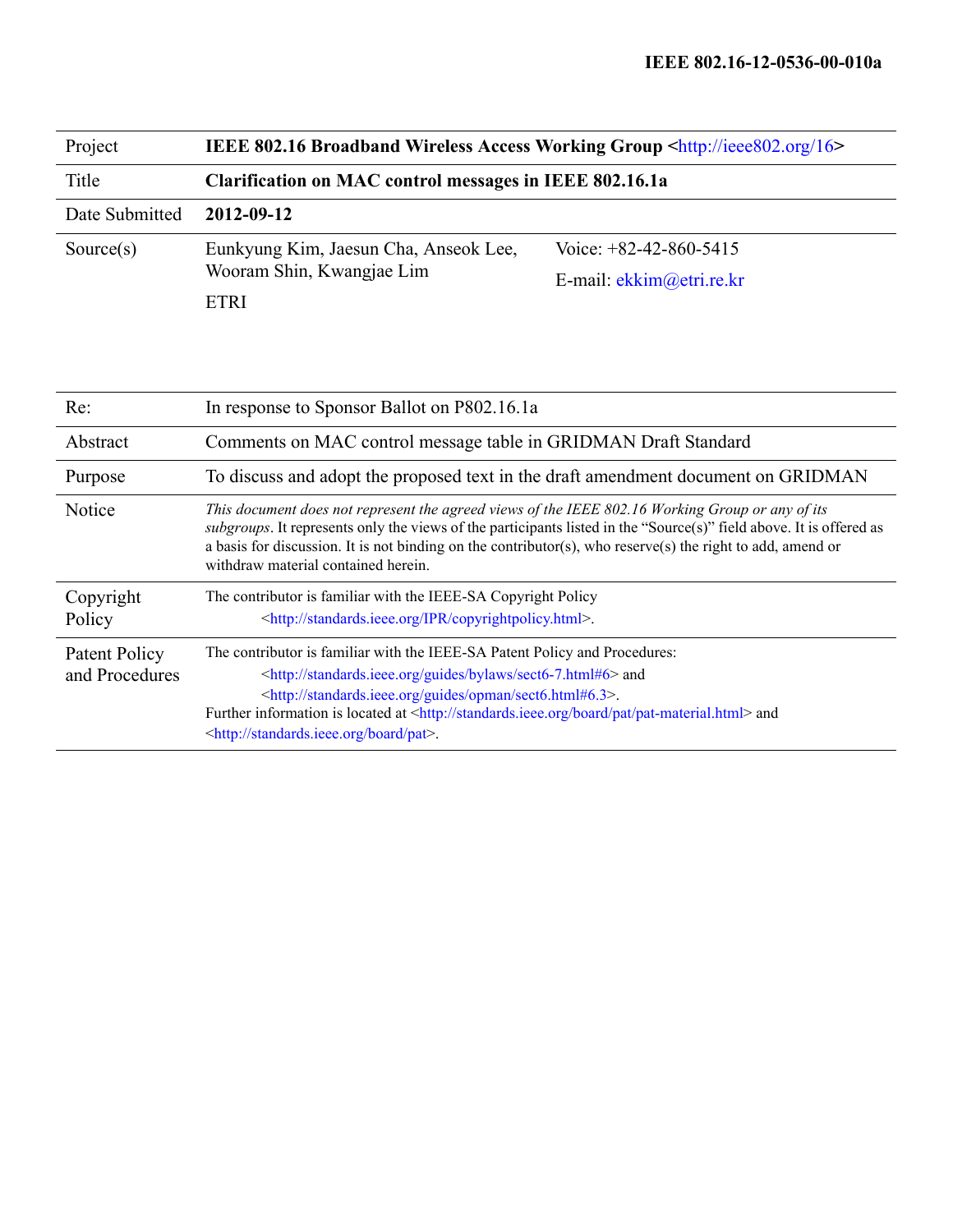**IEEE 802.16-12-0536-00-010a**

| Project | **IEEE 802.16 Broadband Wireless Access Working Group <http://ieee802.org/16>** | |
|---|---|---|
| Title | **Clarification on MAC control messages in IEEE 802.16.1a** | |
| Date Submitted | **2012-09-12** | |
| Source(s) | Eunkyung Kim, Jaesun Cha, Anseok Lee, Wooram Shin, Kwangjae Lim<br><br>ETRI | Voice: +82-42-860-5415<br><br>E-mail: ekkim@etri.re.kr |

| Re: | In response to Sponsor Ballot on P802.16.1a |
|---|---|
| Abstract | Comments on MAC control message table in GRIDMAN Draft Standard |
| Purpose | To discuss and adopt the proposed text in the draft amendment document on GRIDMAN |
| Notice | *This document does not represent the agreed views of the IEEE 802.16 Working Group or any of its subgroups*. It represents only the views of the participants listed in the "Source(s)" field above. It is offered as a basis for discussion. It is not binding on the contributor(s), who reserve(s) the right to add, amend or withdraw material contained herein. |
| Copyright Policy | The contributor is familiar with the IEEE-SA Copyright Policy <http://standards.ieee.org/IPR/copyrightpolicy.html>. |
| Patent Policy and Procedures | The contributor is familiar with the IEEE-SA Patent Policy and Procedures: <http://standards.ieee.org/guides/bylaws/sect6-7.html#6> and <http://standards.ieee.org/guides/opman/sect6.html#6.3>.<br>Further information is located at <http://standards.ieee.org/board/pat/pat-material.html> and <http://standards.ieee.org/board/pat>. |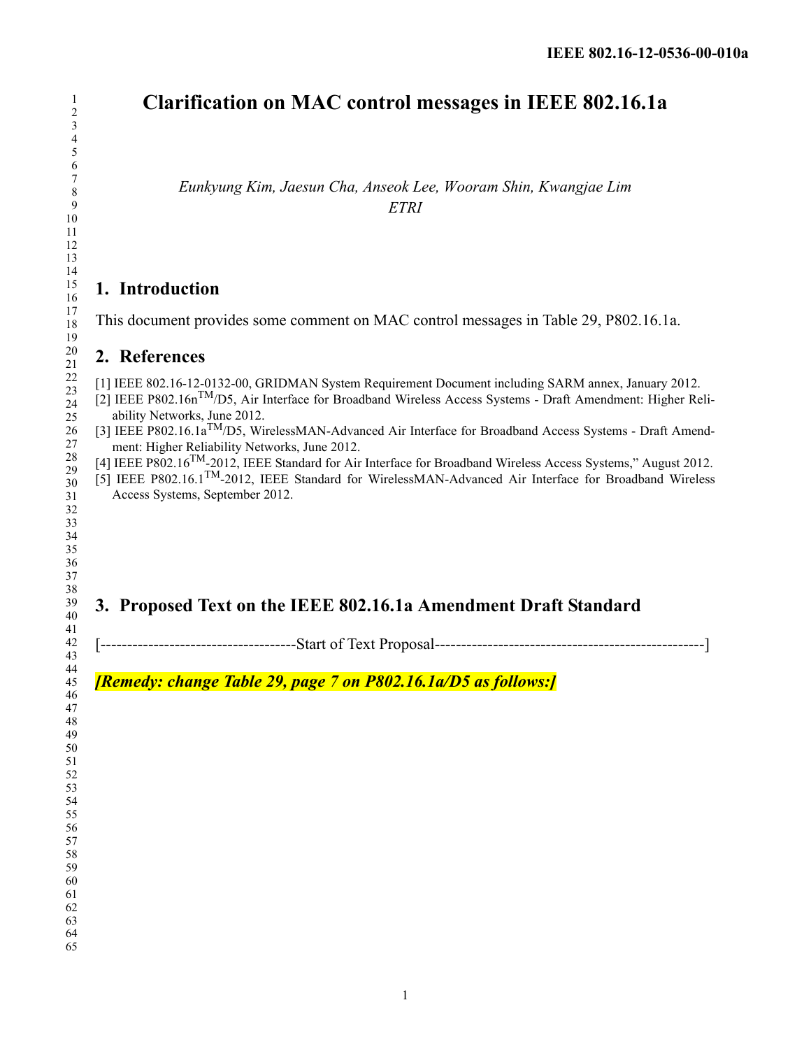# Clarification on MAC control messages in IEEE 802.16.1a

*Eunkyung Kim, Jaesun Cha, Anseok Lee, Wooram Shin, Kwangjae Lim*
*ETRI*

## 1. Introduction

This document provides some comment on MAC control messages in Table 29, P802.16.1a.

## 2. References

[1] IEEE 802.16-12-0132-00, GRIDMAN System Requirement Document including SARM annex, January 2012.
[2] IEEE P802.16n™/D5, Air Interface for Broadband Wireless Access Systems - Draft Amendment: Higher Reliability Networks, June 2012.
[3] IEEE P802.16.1a™/D5, WirelessMAN-Advanced Air Interface for Broadband Access Systems - Draft Amendment: Higher Reliability Networks, June 2012.
[4] IEEE P802.16™-2012, IEEE Standard for Air Interface for Broadband Wireless Access Systems," August 2012.
[5] IEEE P802.16.1™-2012, IEEE Standard for WirelessMAN-Advanced Air Interface for Broadband Wireless Access Systems, September 2012.

## 3. Proposed Text on the IEEE 802.16.1a Amendment Draft Standard

[-------------------------------------Start of Text Proposal---------------------------------------------------]

***[Remedy: change Table 29, page 7 on P802.16.1a/D5 as follows:]***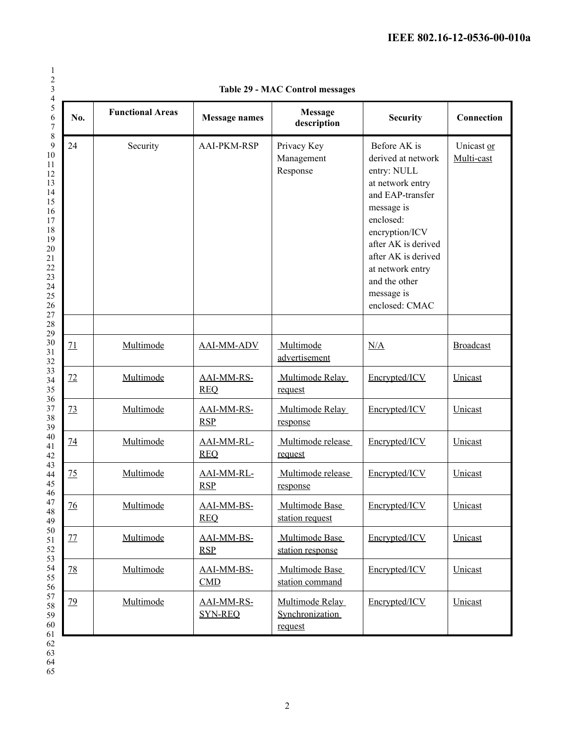**Table 29 - MAC Control messages**

| No. | Functional Areas | Message names | Message description | Security | Connection |
|---|---|---|---|---|---|
| 24 | Security | AAI-PKM-RSP | Privacy Key Management Response | Before AK is derived at network entry: NULL at network entry and EAP-transfer message is enclosed: encryption/ICV after AK is derived after AK is derived at network entry and the other message is enclosed: CMAC | Unicast or Multi-cast |
| | | | | | |
| 71 | Multimode | AAI-MM-ADV | Multimode advertisement | N/A | Broadcast |
| 72 | Multimode | AAI-MM-RS-REQ | Multimode Relay request | Encrypted/ICV | Unicast |
| 73 | Multimode | AAI-MM-RS-RSP | Multimode Relay response | Encrypted/ICV | Unicast |
| 74 | Multimode | AAI-MM-RL-REQ | Multimode release request | Encrypted/ICV | Unicast |
| 75 | Multimode | AAI-MM-RL-RSP | Multimode release response | Encrypted/ICV | Unicast |
| 76 | Multimode | AAI-MM-BS-REQ | Multimode Base station request | Encrypted/ICV | Unicast |
| 77 | Multimode | AAI-MM-BS-RSP | Multimode Base station response | Encrypted/ICV | Unicast |
| 78 | Multimode | AAI-MM-BS-CMD | Multimode Base station command | Encrypted/ICV | Unicast |
| 79 | Multimode | AAI-MM-RS-SYN-REQ | Multimode Relay Synchronization request | Encrypted/ICV | Unicast |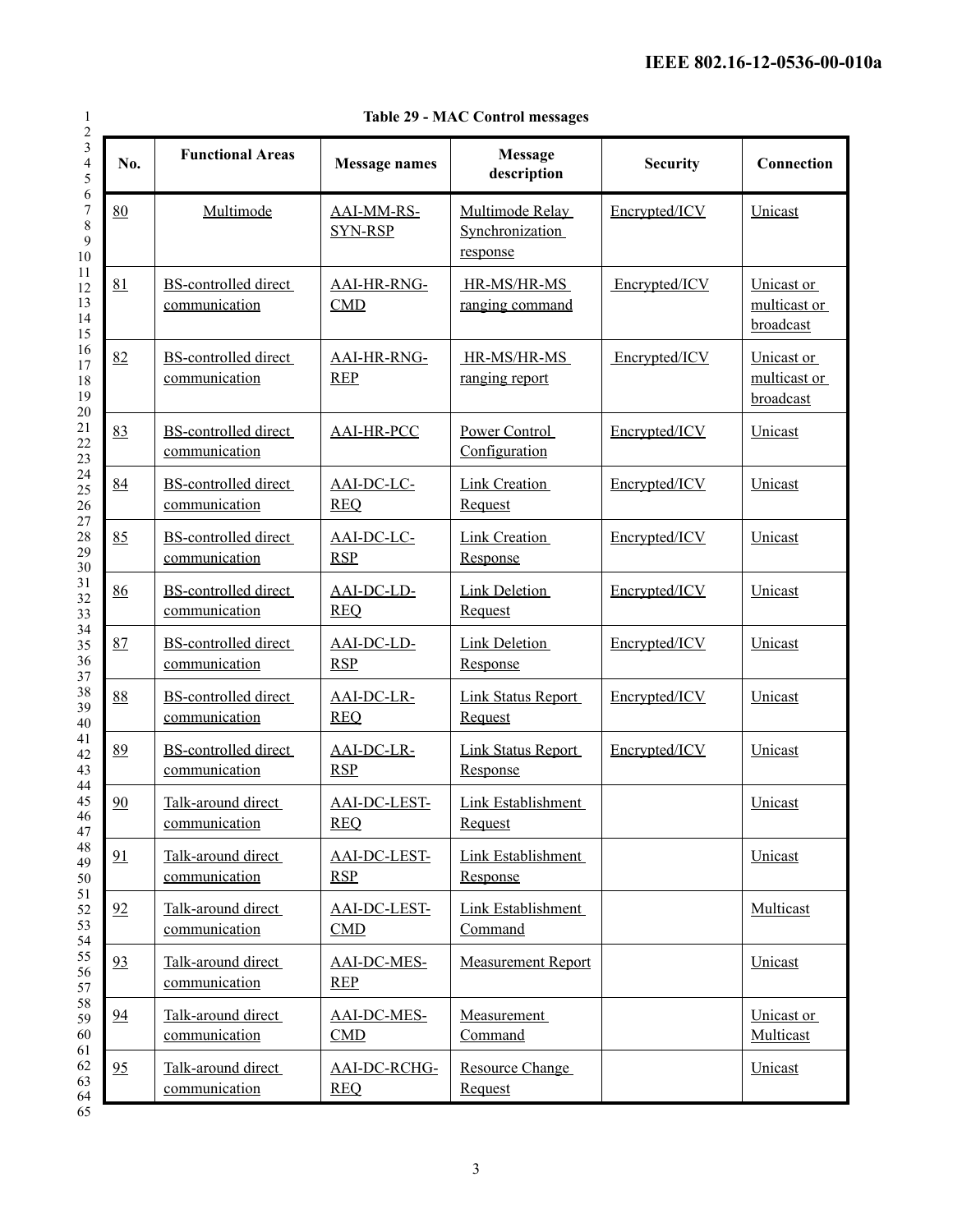**Table 29 - MAC Control messages**

| No. | Functional Areas | Message names | Message description | Security | Connection |
|---|---|---|---|---|---|
| 80 | Multimode | AAI-MM-RS-SYN-RSP | Multimode Relay Synchronization response | Encrypted/ICV | Unicast |
| 81 | BS-controlled direct communication | AAI-HR-RNG-CMD | HR-MS/HR-MS ranging command | Encrypted/ICV | Unicast or multicast or broadcast |
| 82 | BS-controlled direct communication | AAI-HR-RNG-REP | HR-MS/HR-MS ranging report | Encrypted/ICV | Unicast or multicast or broadcast |
| 83 | BS-controlled direct communication | AAI-HR-PCC | Power Control Configuration | Encrypted/ICV | Unicast |
| 84 | BS-controlled direct communication | AAI-DC-LC-REQ | Link Creation Request | Encrypted/ICV | Unicast |
| 85 | BS-controlled direct communication | AAI-DC-LC-RSP | Link Creation Response | Encrypted/ICV | Unicast |
| 86 | BS-controlled direct communication | AAI-DC-LD-REQ | Link Deletion Request | Encrypted/ICV | Unicast |
| 87 | BS-controlled direct communication | AAI-DC-LD-RSP | Link Deletion Response | Encrypted/ICV | Unicast |
| 88 | BS-controlled direct communication | AAI-DC-LR-REQ | Link Status Report Request | Encrypted/ICV | Unicast |
| 89 | BS-controlled direct communication | AAI-DC-LR-RSP | Link Status Report Response | Encrypted/ICV | Unicast |
| 90 | Talk-around direct communication | AAI-DC-LEST-REQ | Link Establishment Request | | Unicast |
| 91 | Talk-around direct communication | AAI-DC-LEST-RSP | Link Establishment Response | | Unicast |
| 92 | Talk-around direct communication | AAI-DC-LEST-CMD | Link Establishment Command | | Multicast |
| 93 | Talk-around direct communication | AAI-DC-MES-REP | Measurement Report | | Unicast |
| 94 | Talk-around direct communication | AAI-DC-MES-CMD | Measurement Command | | Unicast or Multicast |
| 95 | Talk-around direct communication | AAI-DC-RCHG-REQ | Resource Change Request | | Unicast |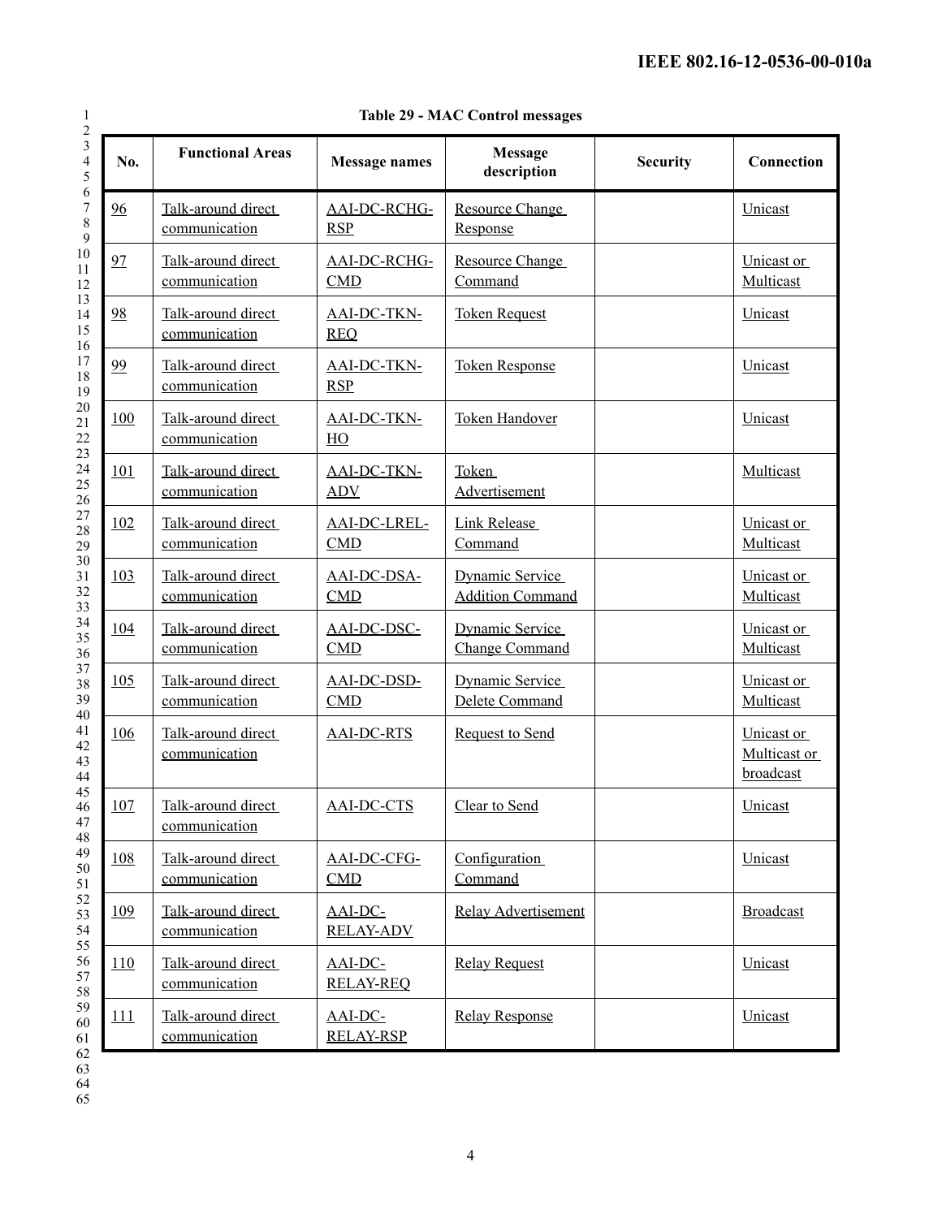**Table 29 - MAC Control messages**

| No. | Functional Areas | Message names | Message description | Security | Connection |
|---|---|---|---|---|---|
| 96 | Talk-around direct communication | AAI-DC-RCHG-RSP | Resource Change Response | | Unicast |
| 97 | Talk-around direct communication | AAI-DC-RCHG-CMD | Resource Change Command | | Unicast or Multicast |
| 98 | Talk-around direct communication | AAI-DC-TKN-REQ | Token Request | | Unicast |
| 99 | Talk-around direct communication | AAI-DC-TKN-RSP | Token Response | | Unicast |
| 100 | Talk-around direct communication | AAI-DC-TKN-HO | Token Handover | | Unicast |
| 101 | Talk-around direct communication | AAI-DC-TKN-ADV | Token Advertisement | | Multicast |
| 102 | Talk-around direct communication | AAI-DC-LREL-CMD | Link Release Command | | Unicast or Multicast |
| 103 | Talk-around direct communication | AAI-DC-DSA-CMD | Dynamic Service Addition Command | | Unicast or Multicast |
| 104 | Talk-around direct communication | AAI-DC-DSC-CMD | Dynamic Service Change Command | | Unicast or Multicast |
| 105 | Talk-around direct communication | AAI-DC-DSD-CMD | Dynamic Service Delete Command | | Unicast or Multicast |
| 106 | Talk-around direct communication | AAI-DC-RTS | Request to Send | | Unicast or Multicast or broadcast |
| 107 | Talk-around direct communication | AAI-DC-CTS | Clear to Send | | Unicast |
| 108 | Talk-around direct communication | AAI-DC-CFG-CMD | Configuration Command | | Unicast |
| 109 | Talk-around direct communication | AAI-DC-RELAY-ADV | Relay Advertisement | | Broadcast |
| 110 | Talk-around direct communication | AAI-DC-RELAY-REQ | Relay Request | | Unicast |
| 111 | Talk-around direct communication | AAI-DC-RELAY-RSP | Relay Response | | Unicast |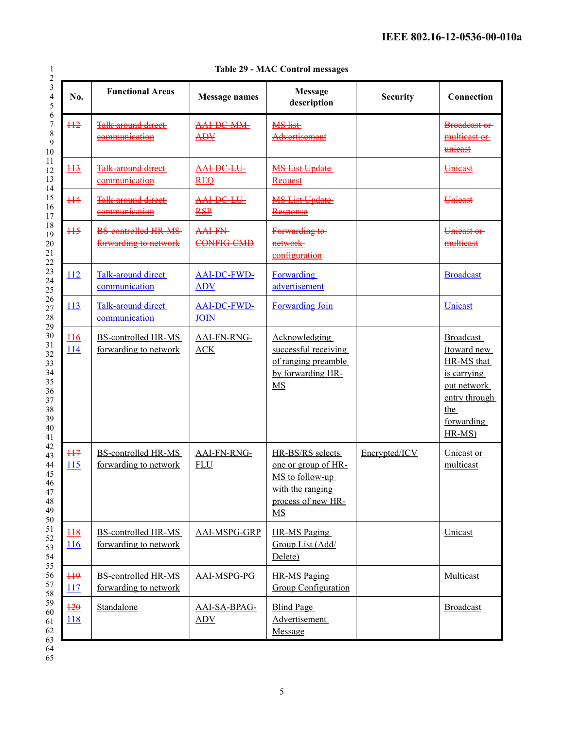**Table 29 - MAC Control messages**

| No. | Functional Areas | Message names | Message description | Security | Connection |
|---|---|---|---|---|---|
| ~~112~~ | ~~Talk-around direct communication~~ | ~~AAI-DC-MM-ADV~~ | ~~MS list Advertisement~~ | | ~~Broadcast or multicast or unicast~~ |
| ~~113~~ | ~~Talk-around direct communication~~ | ~~AAI-DC-LU-REQ~~ | ~~MS List Update Request~~ | | ~~Unicast~~ |
| ~~114~~ | ~~Talk-around direct communication~~ | ~~AAI-DC-LU-RSP~~ | ~~MS List Update Response~~ | | ~~Unicast~~ |
| ~~115~~ | ~~BS-controlled HR-MS forwarding to network~~ | ~~AAI-FN-CONFIG-CMD~~ | ~~Forwarding to network configuration~~ | | ~~Unicast or multicast~~ |
| 112 | Talk-around direct communication | AAI-DC-FWD-ADV | Forwarding advertisement | | Broadcast |
| 113 | Talk-around direct communication | AAI-DC-FWD-JOIN | Forwarding Join | | Unicast |
| ~~116~~ 114 | BS-controlled HR-MS forwarding to network | AAI-FN-RNG-ACK | Acknowledging successful receiving of ranging preamble by forwarding HR-MS | | Broadcast (toward new HR-MS that is carrying out network entry through the forwarding HR-MS) |
| ~~117~~ 115 | BS-controlled HR-MS forwarding to network | AAI-FN-RNG-FLU | HR-BS/RS selects one or group of HR-MS to follow-up with the ranging process of new HR-MS | Encrypted/ICV | Unicast or multicast |
| ~~118~~ 116 | BS-controlled HR-MS forwarding to network | AAI-MSPG-GRP | HR-MS Paging Group List (Add/ Delete) | | Unicast |
| ~~119~~ 117 | BS-controlled HR-MS forwarding to network | AAI-MSPG-PG | HR-MS Paging Group Configuration | | Multicast |
| ~~120~~ 118 | Standalone | AAI-SA-BPAG-ADV | Blind Page Advertisement Message | | Broadcast |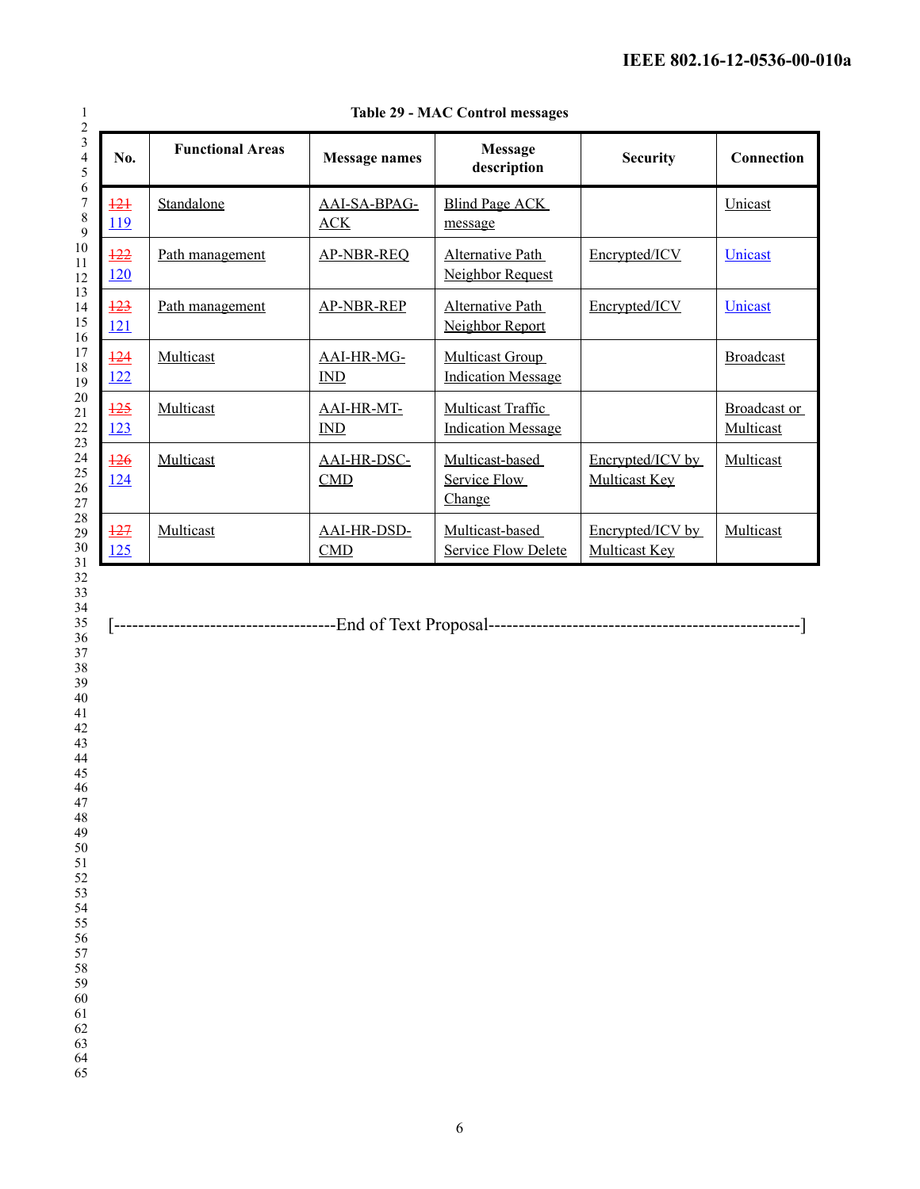**Table 29 - MAC Control messages**

| No. | Functional Areas | Message names | Message description | Security | Connection |
|---|---|---|---|---|---|
| ~~121~~ 119 | Standalone | AAI-SA-BPAG-ACK | Blind Page ACK message | | Unicast |
| ~~122~~ 120 | Path management | AP-NBR-REQ | Alternative Path Neighbor Request | Encrypted/ICV | Unicast |
| ~~123~~ 121 | Path management | AP-NBR-REP | Alternative Path Neighbor Report | Encrypted/ICV | Unicast |
| ~~124~~ 122 | Multicast | AAI-HR-MG-IND | Multicast Group Indication Message | | Broadcast |
| ~~125~~ 123 | Multicast | AAI-HR-MT-IND | Multicast Traffic Indication Message | | Broadcast or Multicast |
| ~~126~~ 124 | Multicast | AAI-HR-DSC-CMD | Multicast-based Service Flow Change | Encrypted/ICV by Multicast Key | Multicast |
| ~~127~~ 125 | Multicast | AAI-HR-DSD-CMD | Multicast-based Service Flow Delete | Encrypted/ICV by Multicast Key | Multicast |

[-------------------------------------End of Text Proposal----------------------------------------------------]